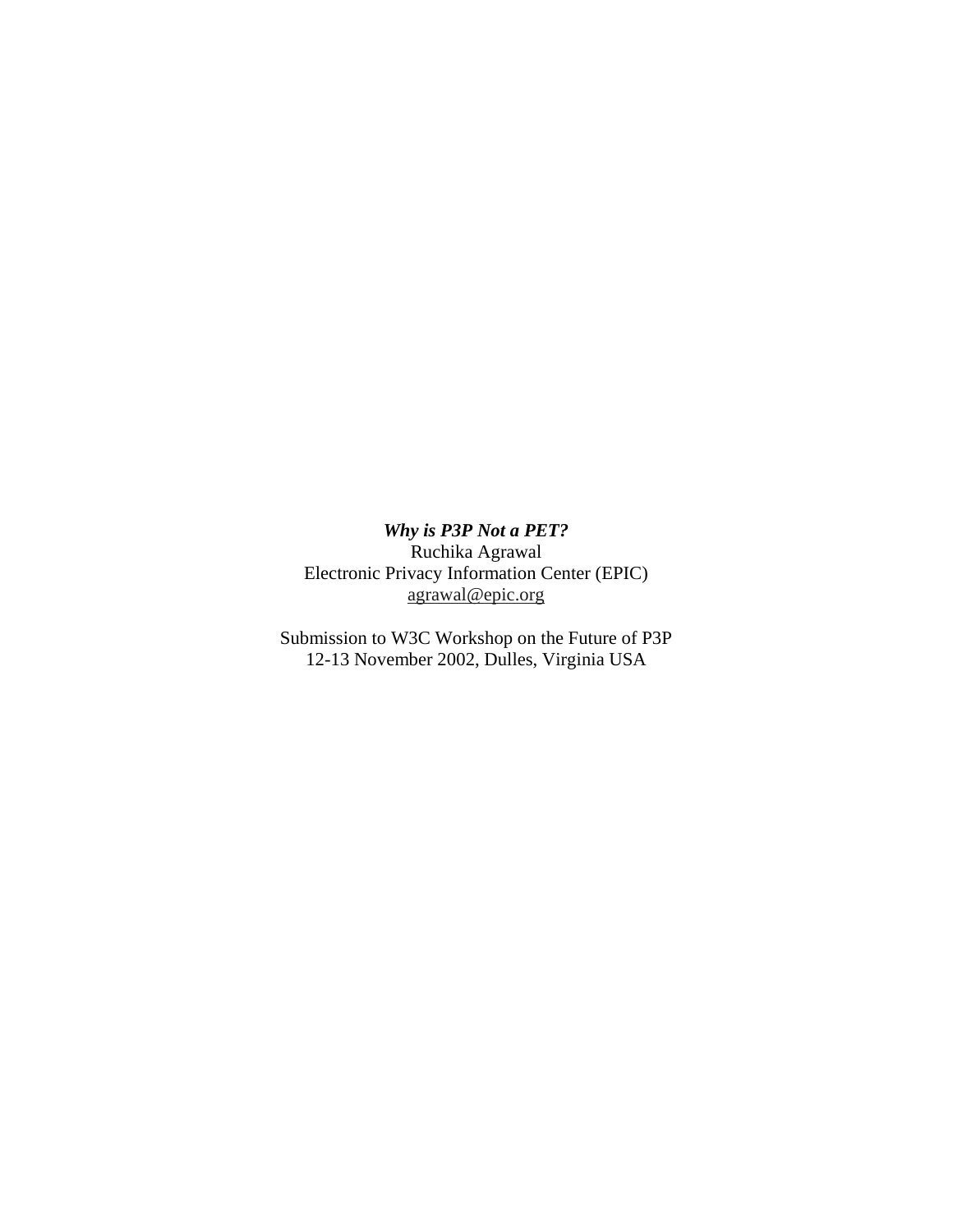***Why is P3P Not a PET?***

Ruchika Agrawal

Electronic Privacy Information Center (EPIC)

agrawal@epic.org

Submission to W3C Workshop on the Future of P3P

12-13 November 2002, Dulles, Virginia USA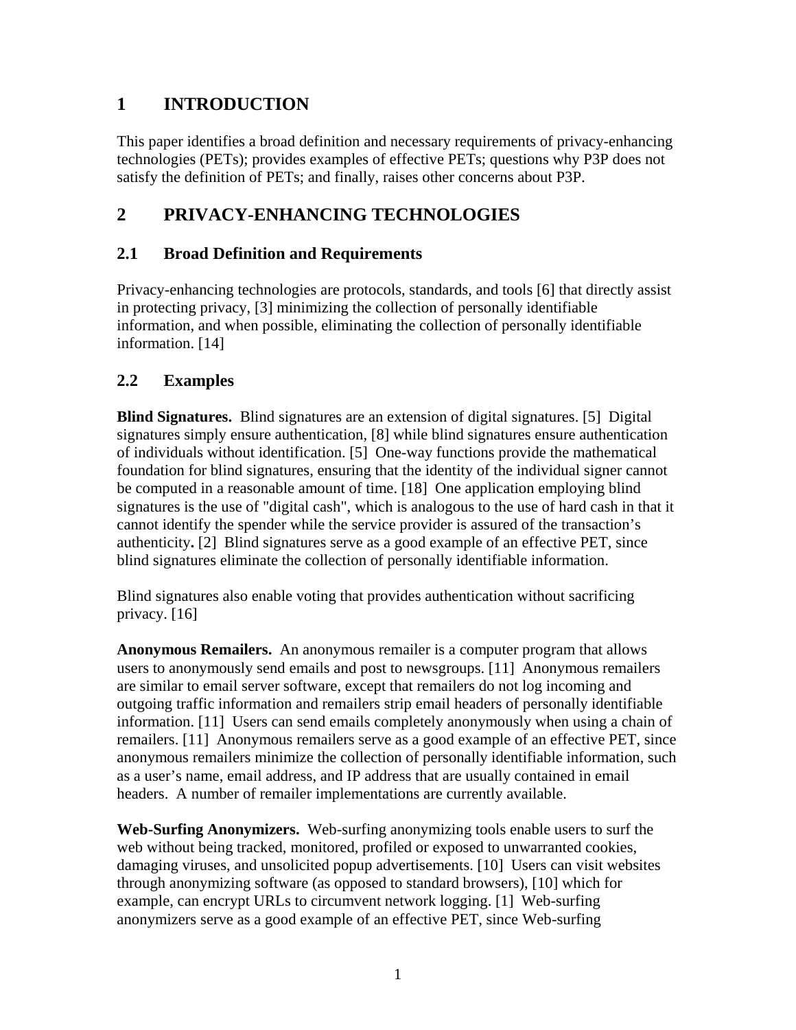# 1 INTRODUCTION

This paper identifies a broad definition and necessary requirements of privacy-enhancing technologies (PETs); provides examples of effective PETs; questions why P3P does not satisfy the definition of PETs; and finally, raises other concerns about P3P.

# 2 PRIVACY-ENHANCING TECHNOLOGIES

## 2.1 Broad Definition and Requirements

Privacy-enhancing technologies are protocols, standards, and tools [6] that directly assist in protecting privacy, [3] minimizing the collection of personally identifiable information, and when possible, eliminating the collection of personally identifiable information. [14]

## 2.2 Examples

**Blind Signatures.** Blind signatures are an extension of digital signatures. [5] Digital signatures simply ensure authentication, [8] while blind signatures ensure authentication of individuals without identification. [5] One-way functions provide the mathematical foundation for blind signatures, ensuring that the identity of the individual signer cannot be computed in a reasonable amount of time. [18] One application employing blind signatures is the use of "digital cash", which is analogous to the use of hard cash in that it cannot identify the spender while the service provider is assured of the transaction's authenticity**.** [2] Blind signatures serve as a good example of an effective PET, since blind signatures eliminate the collection of personally identifiable information.

Blind signatures also enable voting that provides authentication without sacrificing privacy. [16]

**Anonymous Remailers.** An anonymous remailer is a computer program that allows users to anonymously send emails and post to newsgroups. [11] Anonymous remailers are similar to email server software, except that remailers do not log incoming and outgoing traffic information and remailers strip email headers of personally identifiable information. [11] Users can send emails completely anonymously when using a chain of remailers. [11] Anonymous remailers serve as a good example of an effective PET, since anonymous remailers minimize the collection of personally identifiable information, such as a user's name, email address, and IP address that are usually contained in email headers. A number of remailer implementations are currently available.

**Web-Surfing Anonymizers.** Web-surfing anonymizing tools enable users to surf the web without being tracked, monitored, profiled or exposed to unwarranted cookies, damaging viruses, and unsolicited popup advertisements. [10] Users can visit websites through anonymizing software (as opposed to standard browsers), [10] which for example, can encrypt URLs to circumvent network logging. [1] Web-surfing anonymizers serve as a good example of an effective PET, since Web-surfing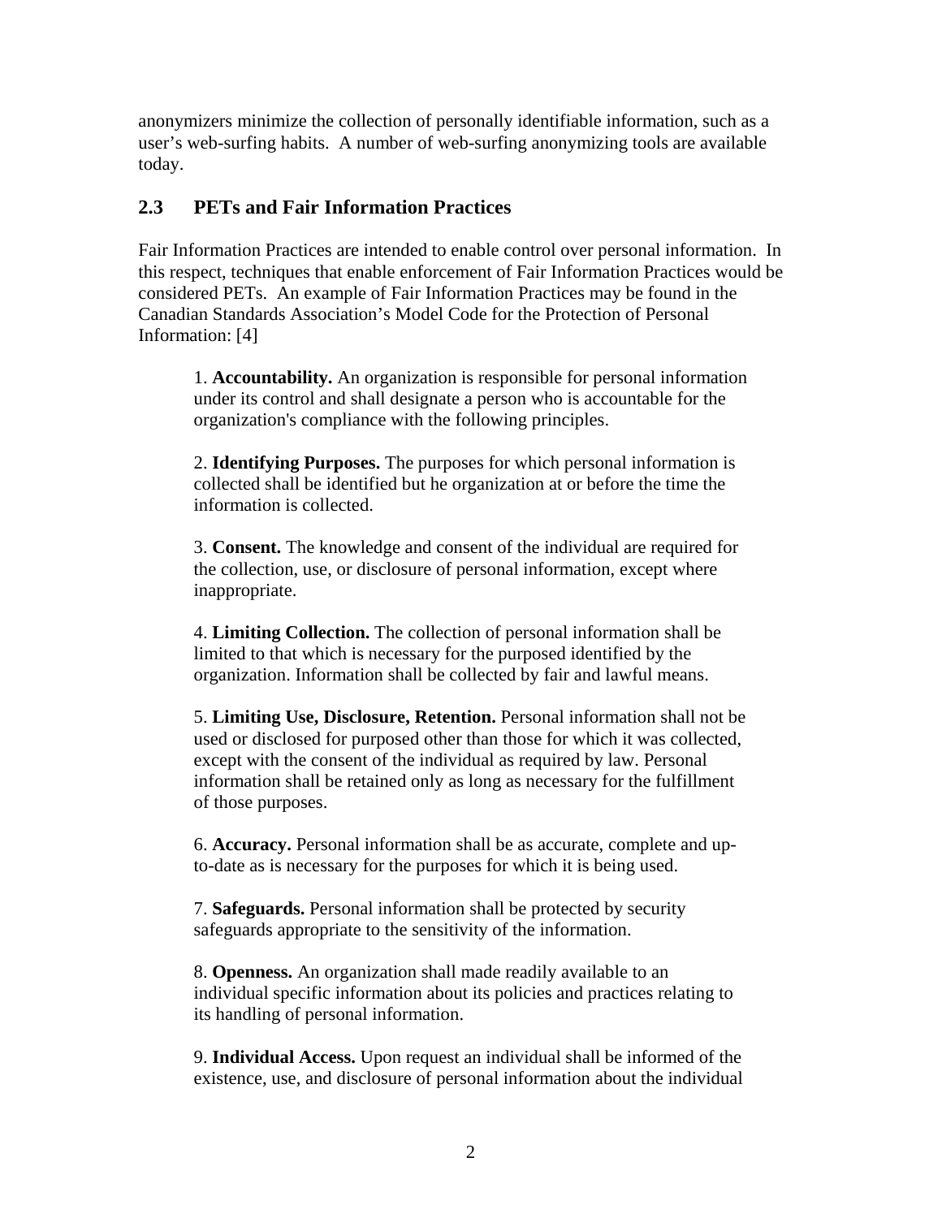anonymizers minimize the collection of personally identifiable information, such as a user's web-surfing habits. A number of web-surfing anonymizing tools are available today.

## 2.3 PETs and Fair Information Practices

Fair Information Practices are intended to enable control over personal information. In this respect, techniques that enable enforcement of Fair Information Practices would be considered PETs. An example of Fair Information Practices may be found in the Canadian Standards Association's Model Code for the Protection of Personal Information: [4]

> 1. **Accountability.** An organization is responsible for personal information under its control and shall designate a person who is accountable for the organization's compliance with the following principles.
>
> 2. **Identifying Purposes.** The purposes for which personal information is collected shall be identified but he organization at or before the time the information is collected.
>
> 3. **Consent.** The knowledge and consent of the individual are required for the collection, use, or disclosure of personal information, except where inappropriate.
>
> 4. **Limiting Collection.** The collection of personal information shall be limited to that which is necessary for the purposed identified by the organization. Information shall be collected by fair and lawful means.
>
> 5. **Limiting Use, Disclosure, Retention.** Personal information shall not be used or disclosed for purposed other than those for which it was collected, except with the consent of the individual as required by law. Personal information shall be retained only as long as necessary for the fulfillment of those purposes.
>
> 6. **Accuracy.** Personal information shall be as accurate, complete and up-to-date as is necessary for the purposes for which it is being used.
>
> 7. **Safeguards.** Personal information shall be protected by security safeguards appropriate to the sensitivity of the information.
>
> 8. **Openness.** An organization shall made readily available to an individual specific information about its policies and practices relating to its handling of personal information.
>
> 9. **Individual Access.** Upon request an individual shall be informed of the existence, use, and disclosure of personal information about the individual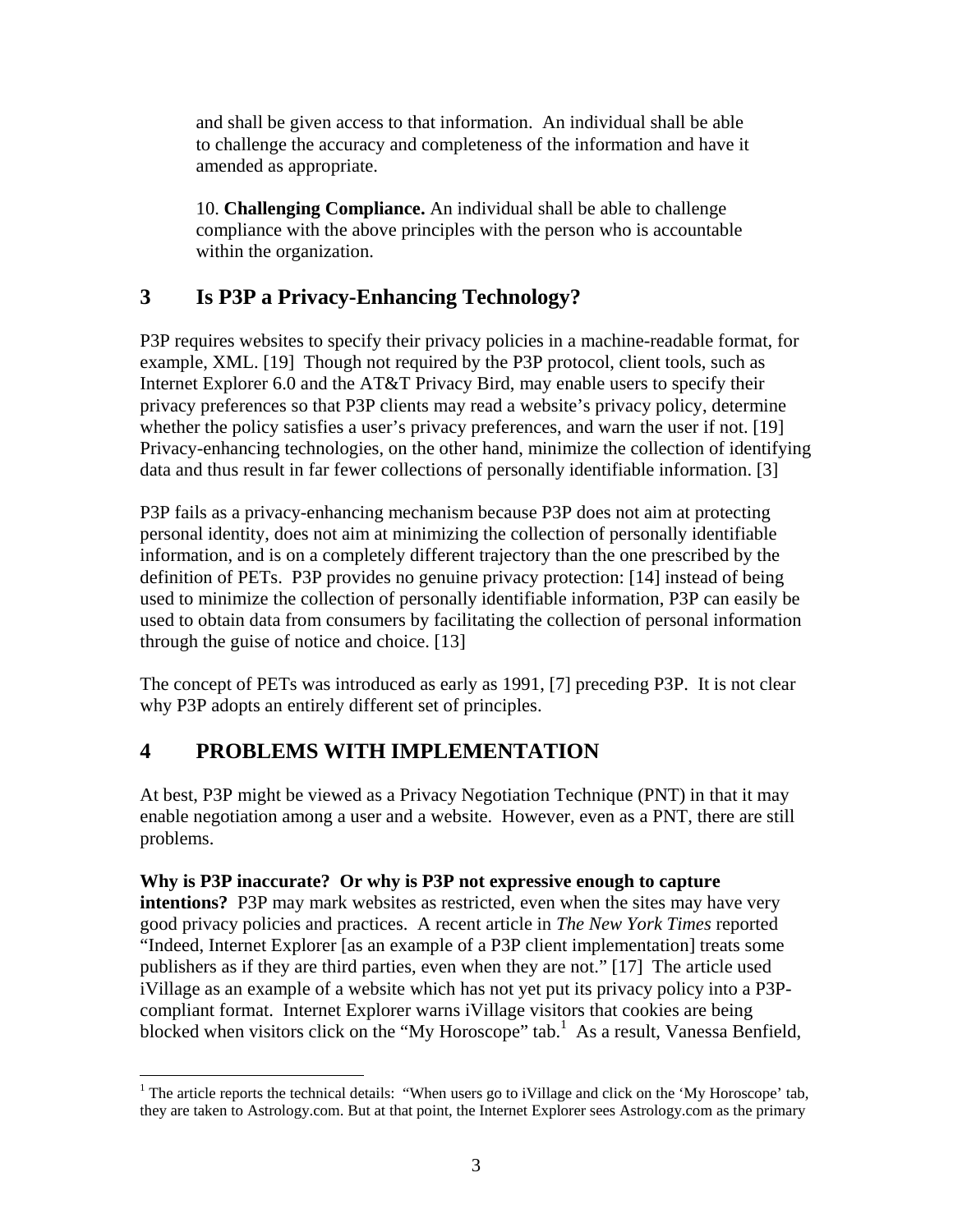and shall be given access to that information. An individual shall be able to challenge the accuracy and completeness of the information and have it amended as appropriate.

10. **Challenging Compliance.** An individual shall be able to challenge compliance with the above principles with the person who is accountable within the organization.

## 3 Is P3P a Privacy-Enhancing Technology?

P3P requires websites to specify their privacy policies in a machine-readable format, for example, XML. [19] Though not required by the P3P protocol, client tools, such as Internet Explorer 6.0 and the AT&T Privacy Bird, may enable users to specify their privacy preferences so that P3P clients may read a website's privacy policy, determine whether the policy satisfies a user's privacy preferences, and warn the user if not. [19] Privacy-enhancing technologies, on the other hand, minimize the collection of identifying data and thus result in far fewer collections of personally identifiable information. [3]

P3P fails as a privacy-enhancing mechanism because P3P does not aim at protecting personal identity, does not aim at minimizing the collection of personally identifiable information, and is on a completely different trajectory than the one prescribed by the definition of PETs. P3P provides no genuine privacy protection: [14] instead of being used to minimize the collection of personally identifiable information, P3P can easily be used to obtain data from consumers by facilitating the collection of personal information through the guise of notice and choice. [13]

The concept of PETs was introduced as early as 1991, [7] preceding P3P. It is not clear why P3P adopts an entirely different set of principles.

## 4 PROBLEMS WITH IMPLEMENTATION

At best, P3P might be viewed as a Privacy Negotiation Technique (PNT) in that it may enable negotiation among a user and a website. However, even as a PNT, there are still problems.

**Why is P3P inaccurate? Or why is P3P not expressive enough to capture intentions?** P3P may mark websites as restricted, even when the sites may have very good privacy policies and practices. A recent article in *The New York Times* reported "Indeed, Internet Explorer [as an example of a P3P client implementation] treats some publishers as if they are third parties, even when they are not." [17] The article used iVillage as an example of a website which has not yet put its privacy policy into a P3P-compliant format. Internet Explorer warns iVillage visitors that cookies are being blocked when visitors click on the "My Horoscope" tab.[1] As a result, Vanessa Benfield,

[1] The article reports the technical details: "When users go to iVillage and click on the 'My Horoscope' tab, they are taken to Astrology.com. But at that point, the Internet Explorer sees Astrology.com as the primary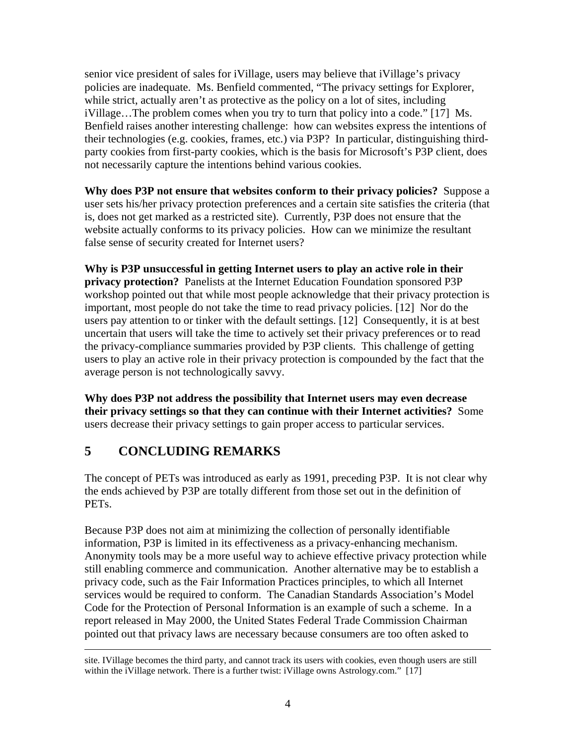senior vice president of sales for iVillage, users may believe that iVillage's privacy policies are inadequate. Ms. Benfield commented, "The privacy settings for Explorer, while strict, actually aren't as protective as the policy on a lot of sites, including iVillage…The problem comes when you try to turn that policy into a code." [17] Ms. Benfield raises another interesting challenge: how can websites express the intentions of their technologies (e.g. cookies, frames, etc.) via P3P? In particular, distinguishing third-party cookies from first-party cookies, which is the basis for Microsoft's P3P client, does not necessarily capture the intentions behind various cookies.

**Why does P3P not ensure that websites conform to their privacy policies?** Suppose a user sets his/her privacy protection preferences and a certain site satisfies the criteria (that is, does not get marked as a restricted site). Currently, P3P does not ensure that the website actually conforms to its privacy policies. How can we minimize the resultant false sense of security created for Internet users?

**Why is P3P unsuccessful in getting Internet users to play an active role in their privacy protection?** Panelists at the Internet Education Foundation sponsored P3P workshop pointed out that while most people acknowledge that their privacy protection is important, most people do not take the time to read privacy policies. [12] Nor do the users pay attention to or tinker with the default settings. [12] Consequently, it is at best uncertain that users will take the time to actively set their privacy preferences or to read the privacy-compliance summaries provided by P3P clients. This challenge of getting users to play an active role in their privacy protection is compounded by the fact that the average person is not technologically savvy.

**Why does P3P not address the possibility that Internet users may even decrease their privacy settings so that they can continue with their Internet activities?** Some users decrease their privacy settings to gain proper access to particular services.

## 5 CONCLUDING REMARKS

The concept of PETs was introduced as early as 1991, preceding P3P. It is not clear why the ends achieved by P3P are totally different from those set out in the definition of PETs.

Because P3P does not aim at minimizing the collection of personally identifiable information, P3P is limited in its effectiveness as a privacy-enhancing mechanism. Anonymity tools may be a more useful way to achieve effective privacy protection while still enabling commerce and communication. Another alternative may be to establish a privacy code, such as the Fair Information Practices principles, to which all Internet services would be required to conform. The Canadian Standards Association's Model Code for the Protection of Personal Information is an example of such a scheme. In a report released in May 2000, the United States Federal Trade Commission Chairman pointed out that privacy laws are necessary because consumers are too often asked to

---

site. IVillage becomes the third party, and cannot track its users with cookies, even though users are still within the iVillage network. There is a further twist: iVillage owns Astrology.com." [17]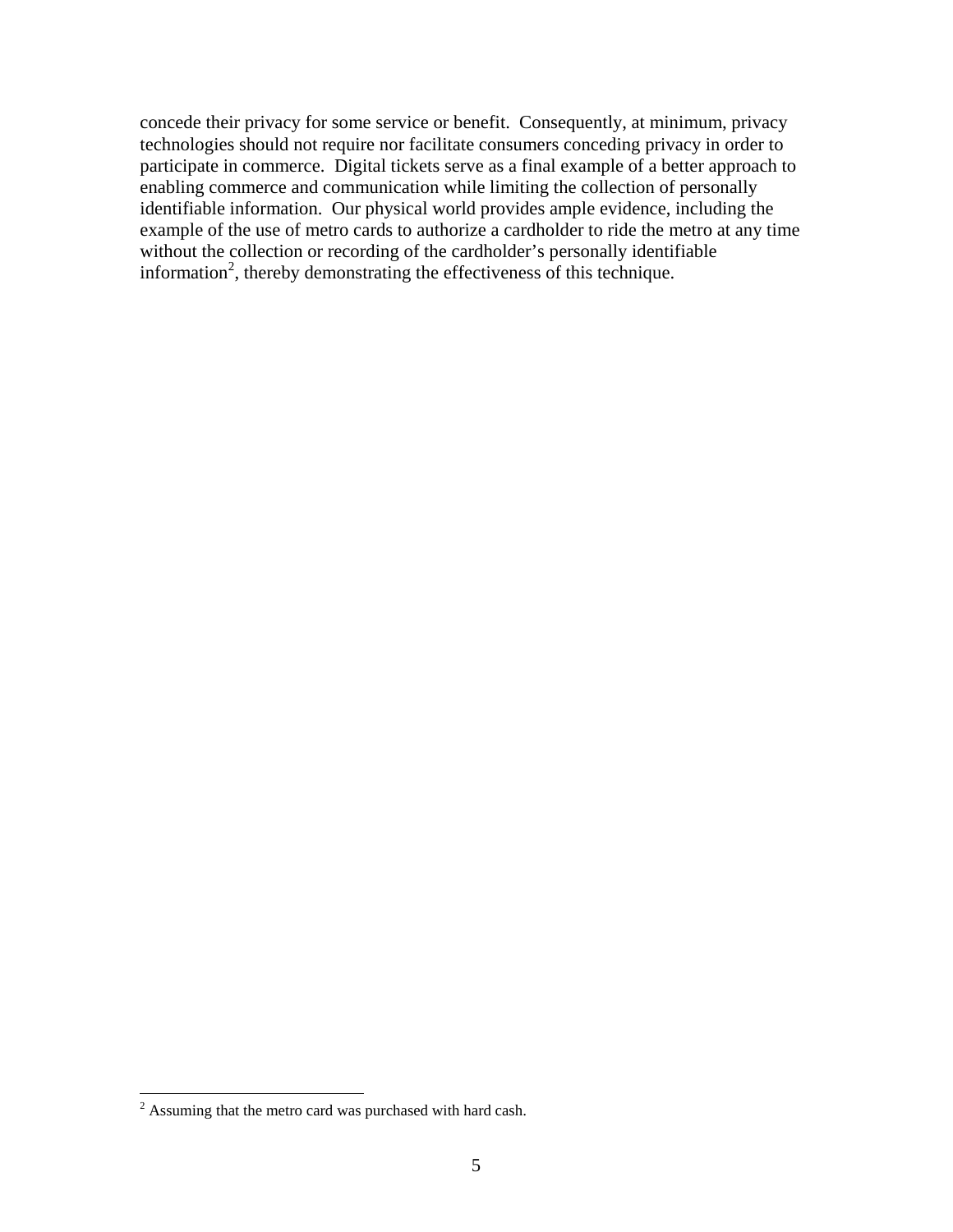concede their privacy for some service or benefit. Consequently, at minimum, privacy technologies should not require nor facilitate consumers conceding privacy in order to participate in commerce. Digital tickets serve as a final example of a better approach to enabling commerce and communication while limiting the collection of personally identifiable information. Our physical world provides ample evidence, including the example of the use of metro cards to authorize a cardholder to ride the metro at any time without the collection or recording of the cardholder's personally identifiable information[2], thereby demonstrating the effectiveness of this technique.

[2] Assuming that the metro card was purchased with hard cash.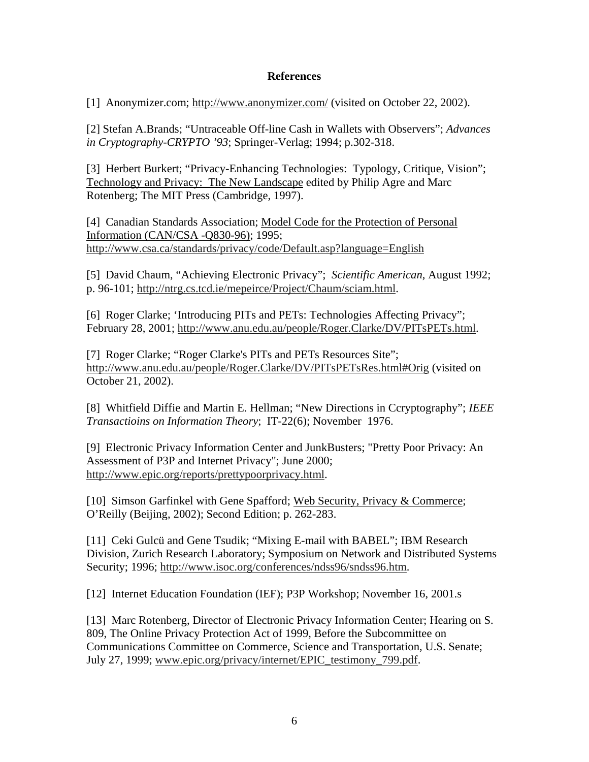## References

[1] Anonymizer.com; http://www.anonymizer.com/ (visited on October 22, 2002).

[2] Stefan A.Brands; "Untraceable Off-line Cash in Wallets with Observers"; *Advances in Cryptography-CRYPTO '93*; Springer-Verlag; 1994; p.302-318.

[3] Herbert Burkert; "Privacy-Enhancing Technologies: Typology, Critique, Vision"; Technology and Privacy: The New Landscape edited by Philip Agre and Marc Rotenberg; The MIT Press (Cambridge, 1997).

[4] Canadian Standards Association; Model Code for the Protection of Personal Information (CAN/CSA -Q830-96); 1995; http://www.csa.ca/standards/privacy/code/Default.asp?language=English

[5] David Chaum, "Achieving Electronic Privacy"; *Scientific American*, August 1992; p. 96-101; http://ntrg.cs.tcd.ie/mepeirce/Project/Chaum/sciam.html.

[6] Roger Clarke; 'Introducing PITs and PETs: Technologies Affecting Privacy"; February 28, 2001; http://www.anu.edu.au/people/Roger.Clarke/DV/PITsPETs.html.

[7] Roger Clarke; "Roger Clarke's PITs and PETs Resources Site"; http://www.anu.edu.au/people/Roger.Clarke/DV/PITsPETsRes.html#Orig (visited on October 21, 2002).

[8] Whitfield Diffie and Martin E. Hellman; "New Directions in Ccryptography"; *IEEE Transactioins on Information Theory*; IT-22(6); November 1976.

[9] Electronic Privacy Information Center and JunkBusters; "Pretty Poor Privacy: An Assessment of P3P and Internet Privacy"; June 2000; http://www.epic.org/reports/prettypoorprivacy.html.

[10] Simson Garfinkel with Gene Spafford; Web Security, Privacy & Commerce; O'Reilly (Beijing, 2002); Second Edition; p. 262-283.

[11] Ceki Gulcü and Gene Tsudik; "Mixing E-mail with BABEL"; IBM Research Division, Zurich Research Laboratory; Symposium on Network and Distributed Systems Security; 1996; http://www.isoc.org/conferences/ndss96/sndss96.htm.

[12] Internet Education Foundation (IEF); P3P Workshop; November 16, 2001.s

[13] Marc Rotenberg, Director of Electronic Privacy Information Center; Hearing on S. 809, The Online Privacy Protection Act of 1999, Before the Subcommittee on Communications Committee on Commerce, Science and Transportation, U.S. Senate; July 27, 1999; www.epic.org/privacy/internet/EPIC_testimony_799.pdf.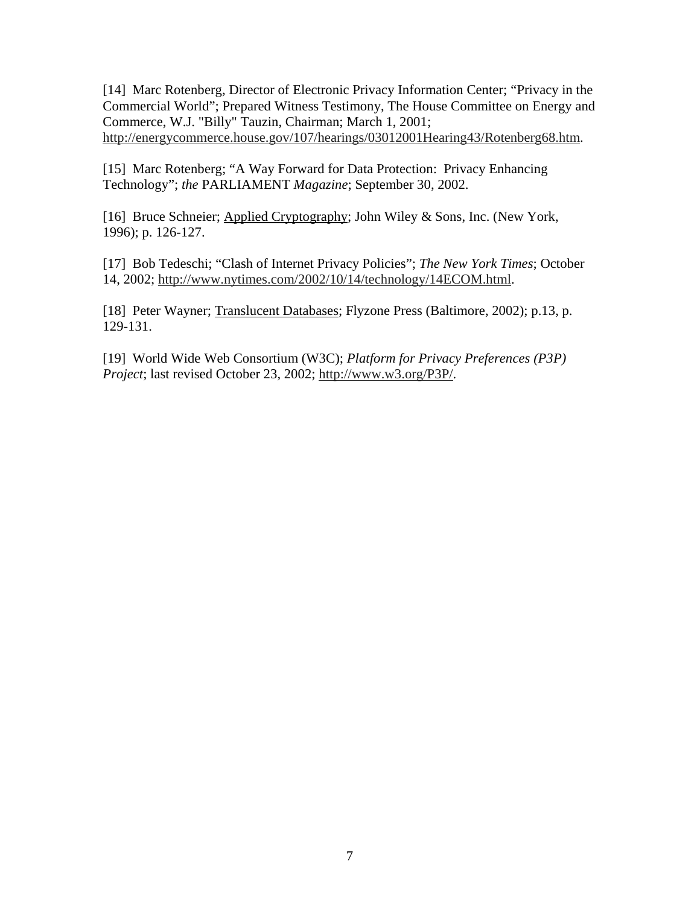[14] Marc Rotenberg, Director of Electronic Privacy Information Center; "Privacy in the Commercial World"; Prepared Witness Testimony, The House Committee on Energy and Commerce, W.J. "Billy" Tauzin, Chairman; March 1, 2001; http://energycommerce.house.gov/107/hearings/03012001Hearing43/Rotenberg68.htm.

[15] Marc Rotenberg; "A Way Forward for Data Protection: Privacy Enhancing Technology"; *the* PARLIAMENT *Magazine*; September 30, 2002.

[16] Bruce Schneier; Applied Cryptography; John Wiley & Sons, Inc. (New York, 1996); p. 126-127.

[17] Bob Tedeschi; "Clash of Internet Privacy Policies"; *The New York Times*; October 14, 2002; http://www.nytimes.com/2002/10/14/technology/14ECOM.html.

[18] Peter Wayner; Translucent Databases; Flyzone Press (Baltimore, 2002); p.13, p. 129-131.

[19] World Wide Web Consortium (W3C); *Platform for Privacy Preferences (P3P) Project*; last revised October 23, 2002; http://www.w3.org/P3P/.